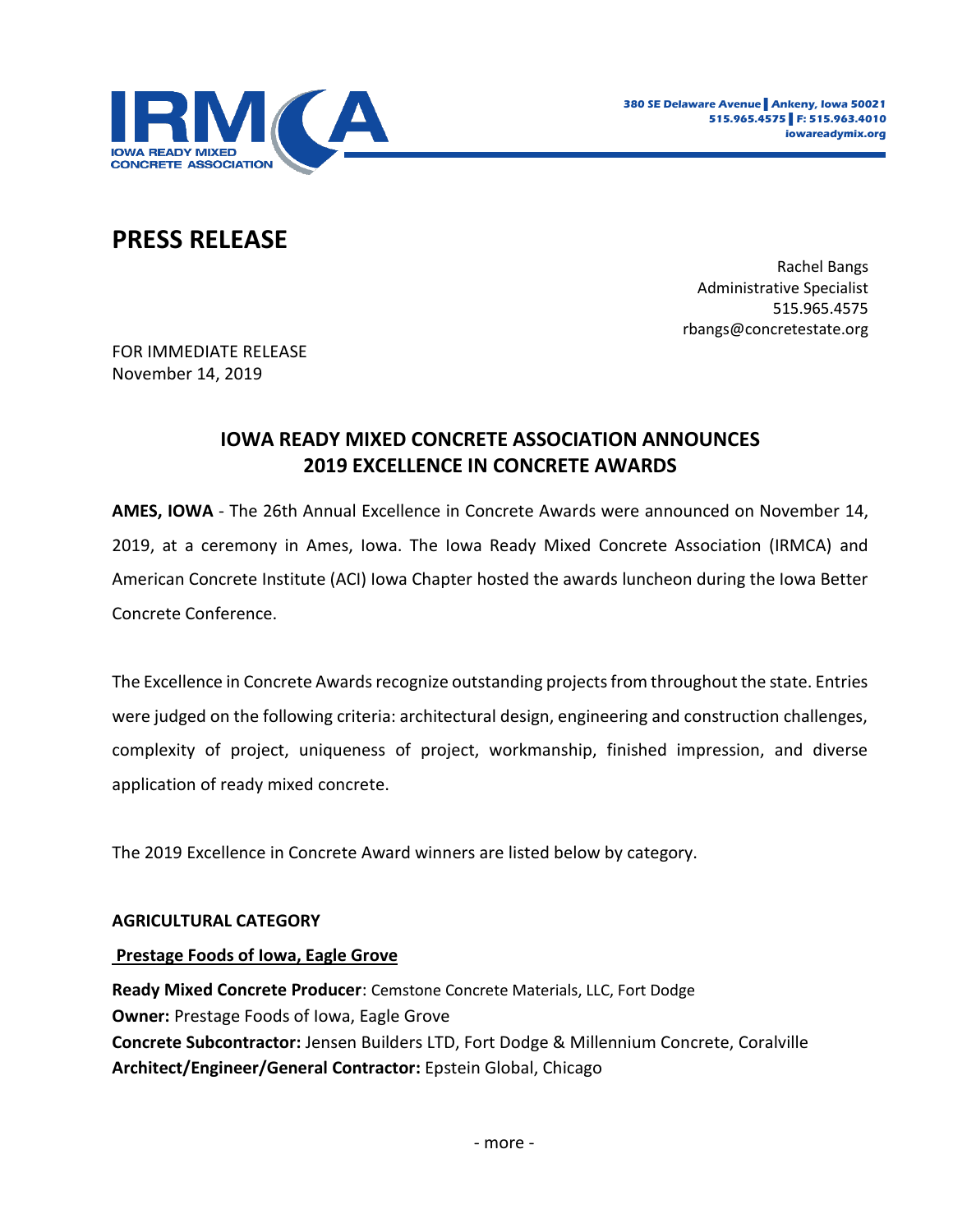IRMCA
IOWA READY MIXED CONCRETE ASSOCIATION

380 SE Delaware Avenue | Ankeny, Iowa 50021
515.965.4575 | F: 515.963.4010
iowareadymix.org

# PRESS RELEASE

Rachel Bangs
Administrative Specialist
515.965.4575
rbangs@concretestate.org

FOR IMMEDIATE RELEASE
November 14, 2019

## IOWA READY MIXED CONCRETE ASSOCIATION ANNOUNCES 2019 EXCELLENCE IN CONCRETE AWARDS

**AMES, IOWA** - The 26th Annual Excellence in Concrete Awards were announced on November 14, 2019, at a ceremony in Ames, Iowa. The Iowa Ready Mixed Concrete Association (IRMCA) and American Concrete Institute (ACI) Iowa Chapter hosted the awards luncheon during the Iowa Better Concrete Conference.

The Excellence in Concrete Awards recognize outstanding projects from throughout the state. Entries were judged on the following criteria: architectural design, engineering and construction challenges, complexity of project, uniqueness of project, workmanship, finished impression, and diverse application of ready mixed concrete.

The 2019 Excellence in Concrete Award winners are listed below by category.

### AGRICULTURAL CATEGORY

**Prestage Foods of Iowa, Eagle Grove**

**Ready Mixed Concrete Producer**: Cemstone Concrete Materials, LLC, Fort Dodge
**Owner:** Prestage Foods of Iowa, Eagle Grove
**Concrete Subcontractor:** Jensen Builders LTD, Fort Dodge & Millennium Concrete, Coralville
**Architect/Engineer/General Contractor:** Epstein Global, Chicago

- more -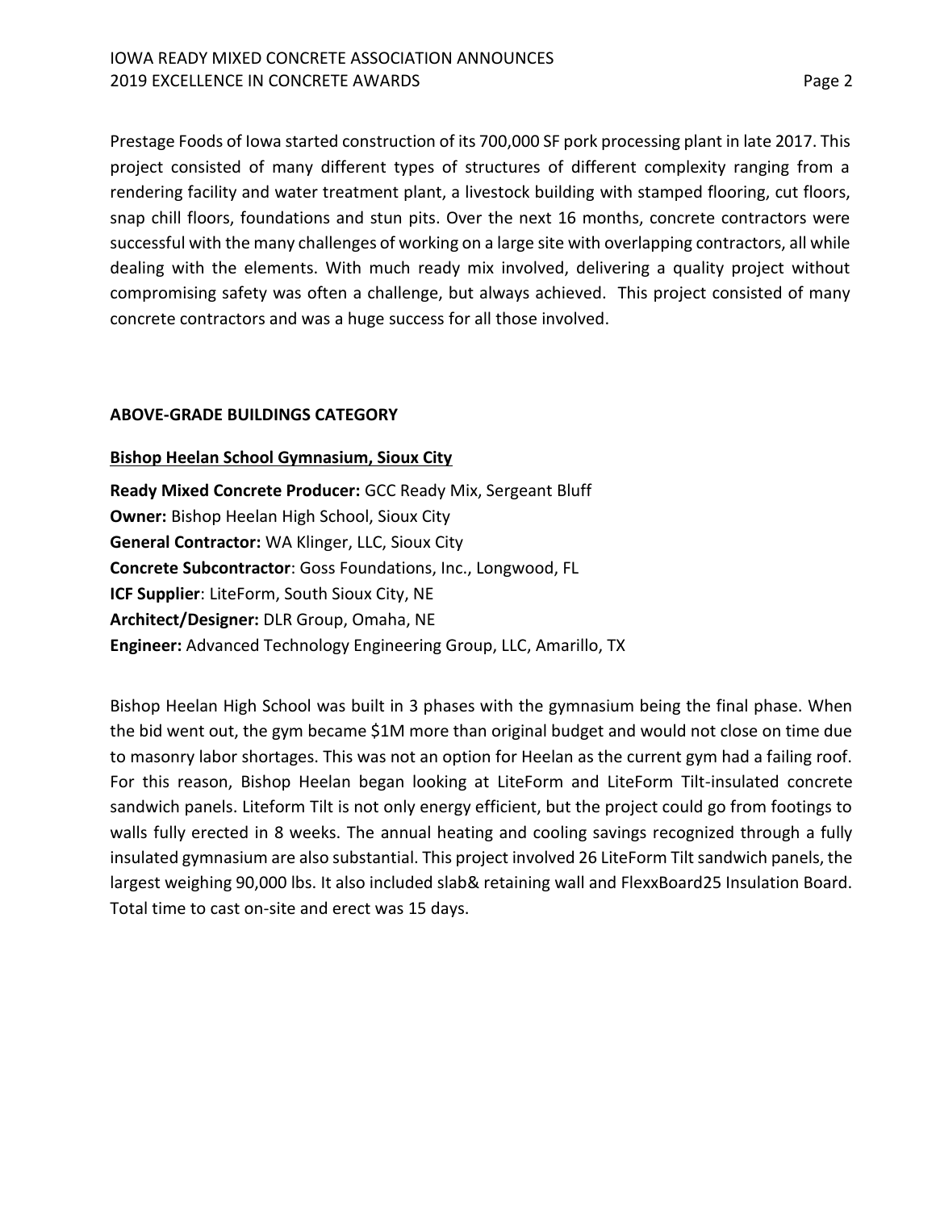Prestage Foods of Iowa started construction of its 700,000 SF pork processing plant in late 2017. This project consisted of many different types of structures of different complexity ranging from a rendering facility and water treatment plant, a livestock building with stamped flooring, cut floors, snap chill floors, foundations and stun pits. Over the next 16 months, concrete contractors were successful with the many challenges of working on a large site with overlapping contractors, all while dealing with the elements. With much ready mix involved, delivering a quality project without compromising safety was often a challenge, but always achieved. This project consisted of many concrete contractors and was a huge success for all those involved.

## ABOVE-GRADE BUILDINGS CATEGORY

### Bishop Heelan School Gymnasium, Sioux City

**Ready Mixed Concrete Producer:** GCC Ready Mix, Sergeant Bluff
**Owner:** Bishop Heelan High School, Sioux City
**General Contractor:** WA Klinger, LLC, Sioux City
**Concrete Subcontractor**: Goss Foundations, Inc., Longwood, FL
**ICF Supplier**: LiteForm, South Sioux City, NE
**Architect/Designer:** DLR Group, Omaha, NE
**Engineer:** Advanced Technology Engineering Group, LLC, Amarillo, TX

Bishop Heelan High School was built in 3 phases with the gymnasium being the final phase. When the bid went out, the gym became $1M more than original budget and would not close on time due to masonry labor shortages. This was not an option for Heelan as the current gym had a failing roof. For this reason, Bishop Heelan began looking at LiteForm and LiteForm Tilt-insulated concrete sandwich panels. Liteform Tilt is not only energy efficient, but the project could go from footings to walls fully erected in 8 weeks. The annual heating and cooling savings recognized through a fully insulated gymnasium are also substantial. This project involved 26 LiteForm Tilt sandwich panels, the largest weighing 90,000 lbs. It also included slab& retaining wall and FlexxBoard25 Insulation Board. Total time to cast on-site and erect was 15 days.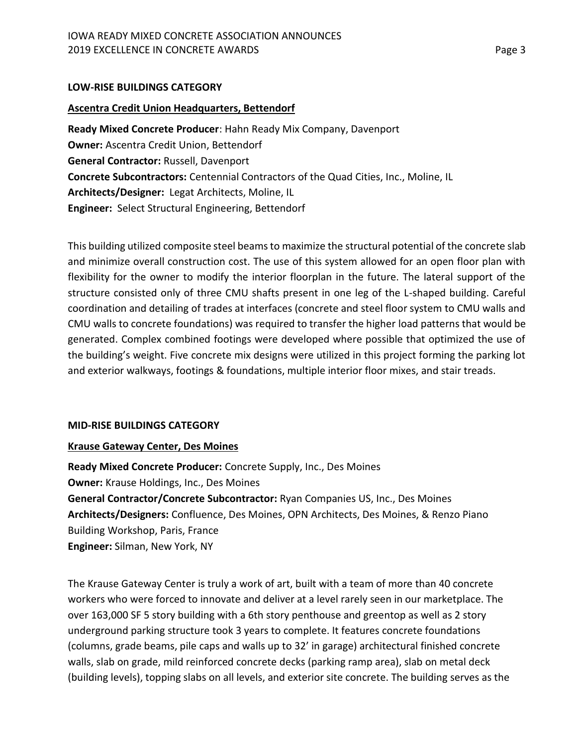**LOW-RISE BUILDINGS CATEGORY**

**Ascentra Credit Union Headquarters, Bettendorf**

**Ready Mixed Concrete Producer**: Hahn Ready Mix Company, Davenport
**Owner:** Ascentra Credit Union, Bettendorf
**General Contractor:** Russell, Davenport
**Concrete Subcontractors:** Centennial Contractors of the Quad Cities, Inc., Moline, IL
**Architects/Designer:** Legat Architects, Moline, IL
**Engineer:** Select Structural Engineering, Bettendorf

This building utilized composite steel beams to maximize the structural potential of the concrete slab and minimize overall construction cost. The use of this system allowed for an open floor plan with flexibility for the owner to modify the interior floorplan in the future. The lateral support of the structure consisted only of three CMU shafts present in one leg of the L-shaped building. Careful coordination and detailing of trades at interfaces (concrete and steel floor system to CMU walls and CMU walls to concrete foundations) was required to transfer the higher load patterns that would be generated. Complex combined footings were developed where possible that optimized the use of the building's weight. Five concrete mix designs were utilized in this project forming the parking lot and exterior walkways, footings & foundations, multiple interior floor mixes, and stair treads.

**MID-RISE BUILDINGS CATEGORY**

**Krause Gateway Center, Des Moines**

**Ready Mixed Concrete Producer:** Concrete Supply, Inc., Des Moines
**Owner:** Krause Holdings, Inc., Des Moines
**General Contractor/Concrete Subcontractor:** Ryan Companies US, Inc., Des Moines
**Architects/Designers:** Confluence, Des Moines, OPN Architects, Des Moines, & Renzo Piano Building Workshop, Paris, France
**Engineer:** Silman, New York, NY

The Krause Gateway Center is truly a work of art, built with a team of more than 40 concrete workers who were forced to innovate and deliver at a level rarely seen in our marketplace. The over 163,000 SF 5 story building with a 6th story penthouse and greentop as well as 2 story underground parking structure took 3 years to complete. It features concrete foundations (columns, grade beams, pile caps and walls up to 32' in garage) architectural finished concrete walls, slab on grade, mild reinforced concrete decks (parking ramp area), slab on metal deck (building levels), topping slabs on all levels, and exterior site concrete. The building serves as the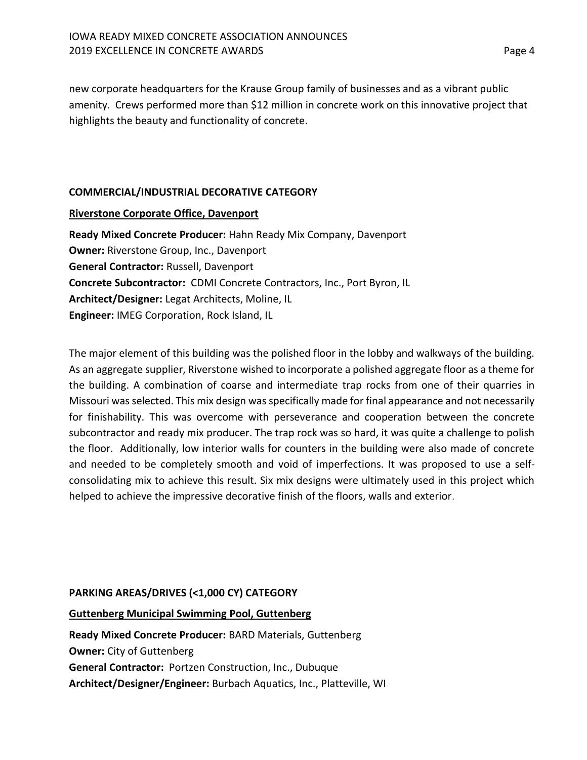new corporate headquarters for the Krause Group family of businesses and as a vibrant public amenity. Crews performed more than $12 million in concrete work on this innovative project that highlights the beauty and functionality of concrete.

## COMMERCIAL/INDUSTRIAL DECORATIVE CATEGORY

### Riverstone Corporate Office, Davenport

**Ready Mixed Concrete Producer:** Hahn Ready Mix Company, Davenport
**Owner:** Riverstone Group, Inc., Davenport
**General Contractor:** Russell, Davenport
**Concrete Subcontractor:** CDMI Concrete Contractors, Inc., Port Byron, IL
**Architect/Designer:** Legat Architects, Moline, IL
**Engineer:** IMEG Corporation, Rock Island, IL

The major element of this building was the polished floor in the lobby and walkways of the building. As an aggregate supplier, Riverstone wished to incorporate a polished aggregate floor as a theme for the building. A combination of coarse and intermediate trap rocks from one of their quarries in Missouri was selected. This mix design was specifically made for final appearance and not necessarily for finishability. This was overcome with perseverance and cooperation between the concrete subcontractor and ready mix producer. The trap rock was so hard, it was quite a challenge to polish the floor. Additionally, low interior walls for counters in the building were also made of concrete and needed to be completely smooth and void of imperfections. It was proposed to use a self-consolidating mix to achieve this result. Six mix designs were ultimately used in this project which helped to achieve the impressive decorative finish of the floors, walls and exterior.

## PARKING AREAS/DRIVES (<1,000 CY) CATEGORY

### Guttenberg Municipal Swimming Pool, Guttenberg

**Ready Mixed Concrete Producer:** BARD Materials, Guttenberg
**Owner:** City of Guttenberg
**General Contractor:** Portzen Construction, Inc., Dubuque
**Architect/Designer/Engineer:** Burbach Aquatics, Inc., Platteville, WI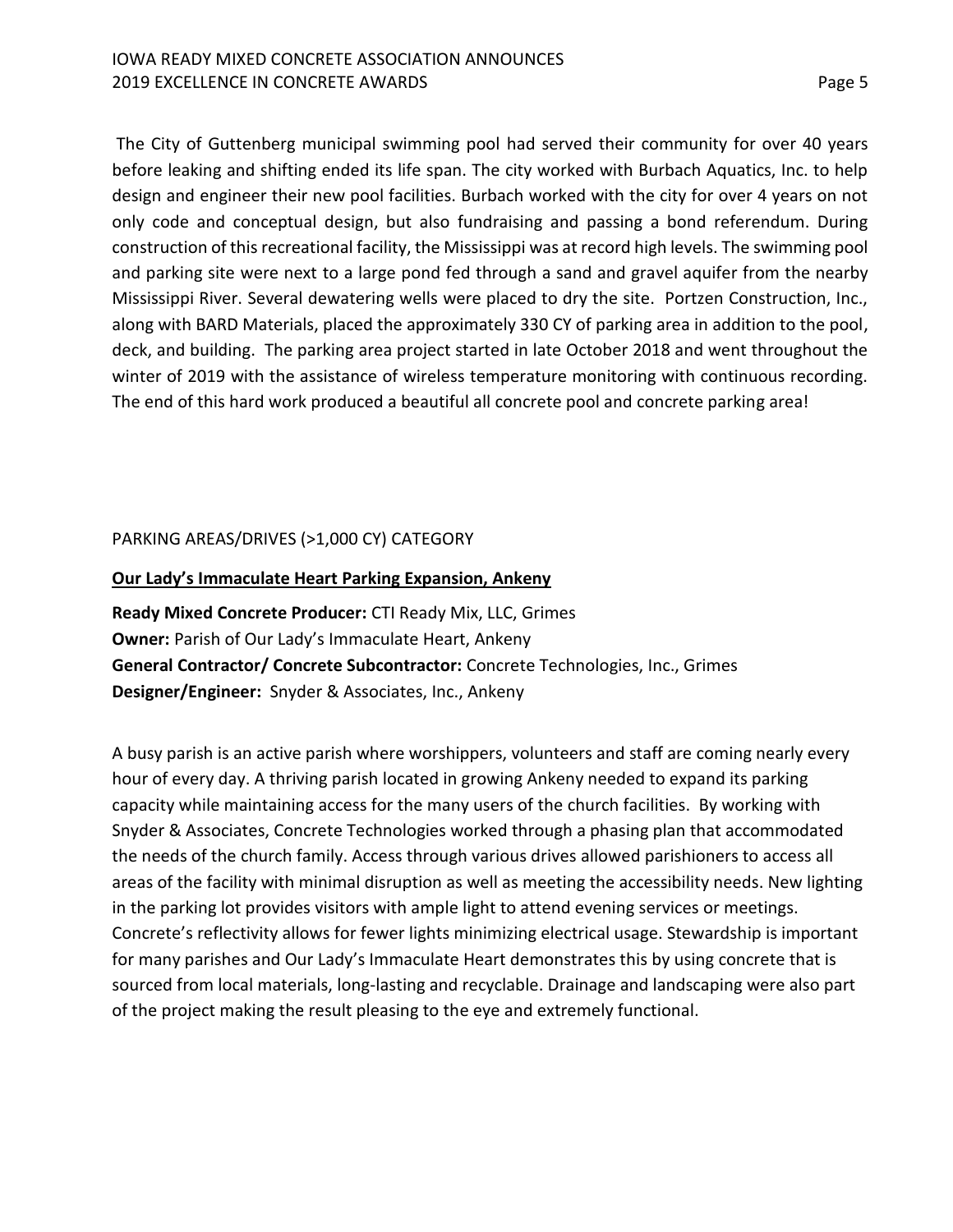The City of Guttenberg municipal swimming pool had served their community for over 40 years before leaking and shifting ended its life span. The city worked with Burbach Aquatics, Inc. to help design and engineer their new pool facilities. Burbach worked with the city for over 4 years on not only code and conceptual design, but also fundraising and passing a bond referendum. During construction of this recreational facility, the Mississippi was at record high levels. The swimming pool and parking site were next to a large pond fed through a sand and gravel aquifer from the nearby Mississippi River. Several dewatering wells were placed to dry the site. Portzen Construction, Inc., along with BARD Materials, placed the approximately 330 CY of parking area in addition to the pool, deck, and building. The parking area project started in late October 2018 and went throughout the winter of 2019 with the assistance of wireless temperature monitoring with continuous recording. The end of this hard work produced a beautiful all concrete pool and concrete parking area!

PARKING AREAS/DRIVES (>1,000 CY) CATEGORY

**Our Lady's Immaculate Heart Parking Expansion, Ankeny**

**Ready Mixed Concrete Producer:** CTI Ready Mix, LLC, Grimes
**Owner:** Parish of Our Lady's Immaculate Heart, Ankeny
**General Contractor/ Concrete Subcontractor:** Concrete Technologies, Inc., Grimes
**Designer/Engineer:** Snyder & Associates, Inc., Ankeny

A busy parish is an active parish where worshippers, volunteers and staff are coming nearly every hour of every day. A thriving parish located in growing Ankeny needed to expand its parking capacity while maintaining access for the many users of the church facilities. By working with Snyder & Associates, Concrete Technologies worked through a phasing plan that accommodated the needs of the church family. Access through various drives allowed parishioners to access all areas of the facility with minimal disruption as well as meeting the accessibility needs. New lighting in the parking lot provides visitors with ample light to attend evening services or meetings. Concrete's reflectivity allows for fewer lights minimizing electrical usage. Stewardship is important for many parishes and Our Lady's Immaculate Heart demonstrates this by using concrete that is sourced from local materials, long-lasting and recyclable. Drainage and landscaping were also part of the project making the result pleasing to the eye and extremely functional.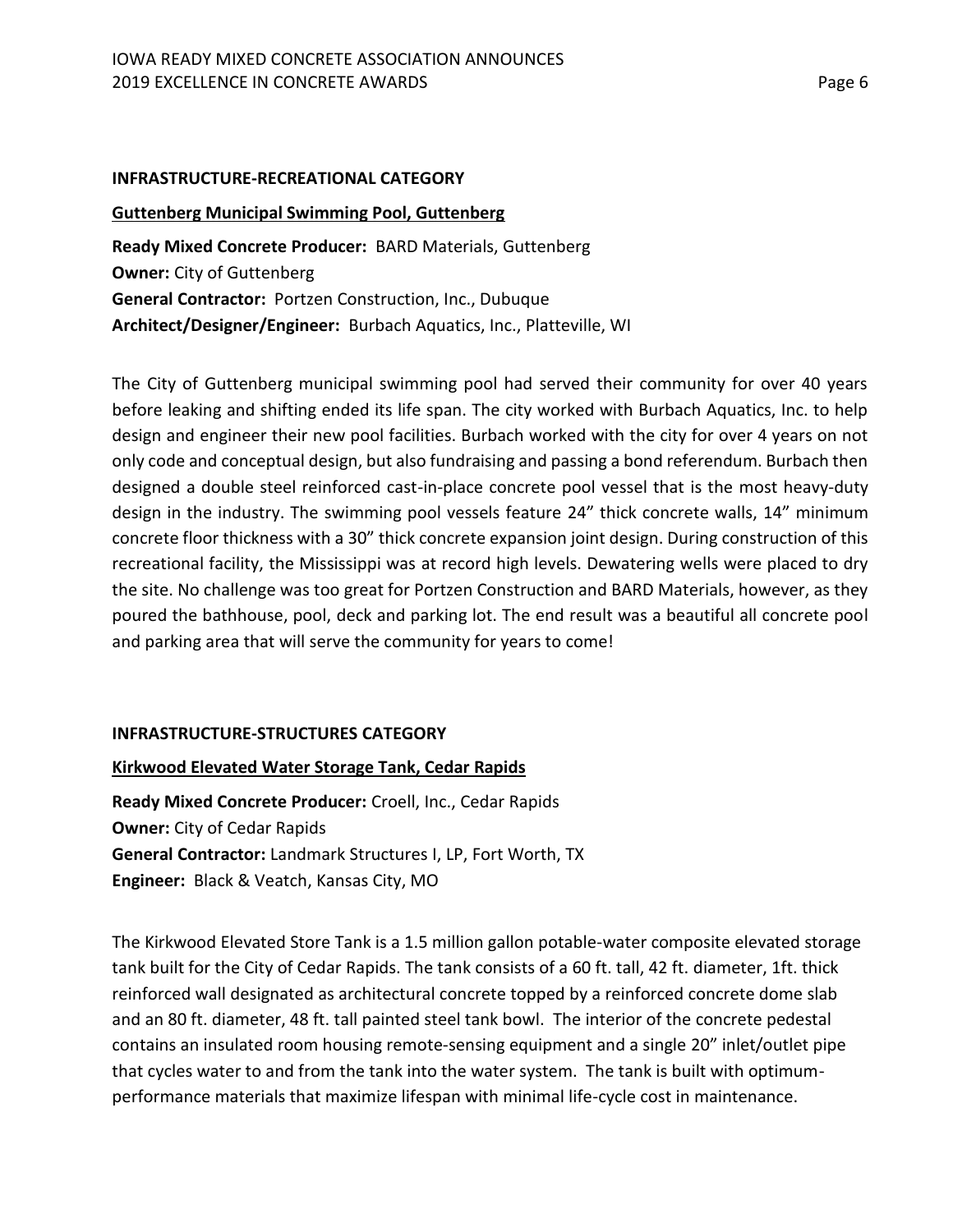## INFRASTRUCTURE-RECREATIONAL CATEGORY

### Guttenberg Municipal Swimming Pool, Guttenberg

**Ready Mixed Concrete Producer:** BARD Materials, Guttenberg
**Owner:** City of Guttenberg
**General Contractor:** Portzen Construction, Inc., Dubuque
**Architect/Designer/Engineer:** Burbach Aquatics, Inc., Platteville, WI

The City of Guttenberg municipal swimming pool had served their community for over 40 years before leaking and shifting ended its life span. The city worked with Burbach Aquatics, Inc. to help design and engineer their new pool facilities. Burbach worked with the city for over 4 years on not only code and conceptual design, but also fundraising and passing a bond referendum. Burbach then designed a double steel reinforced cast-in-place concrete pool vessel that is the most heavy-duty design in the industry. The swimming pool vessels feature 24" thick concrete walls, 14" minimum concrete floor thickness with a 30" thick concrete expansion joint design. During construction of this recreational facility, the Mississippi was at record high levels. Dewatering wells were placed to dry the site. No challenge was too great for Portzen Construction and BARD Materials, however, as they poured the bathhouse, pool, deck and parking lot. The end result was a beautiful all concrete pool and parking area that will serve the community for years to come!

## INFRASTRUCTURE-STRUCTURES CATEGORY

### Kirkwood Elevated Water Storage Tank, Cedar Rapids

**Ready Mixed Concrete Producer:** Croell, Inc., Cedar Rapids
**Owner:** City of Cedar Rapids
**General Contractor:** Landmark Structures I, LP, Fort Worth, TX
**Engineer:** Black & Veatch, Kansas City, MO

The Kirkwood Elevated Store Tank is a 1.5 million gallon potable-water composite elevated storage tank built for the City of Cedar Rapids. The tank consists of a 60 ft. tall, 42 ft. diameter, 1ft. thick reinforced wall designated as architectural concrete topped by a reinforced concrete dome slab and an 80 ft. diameter, 48 ft. tall painted steel tank bowl. The interior of the concrete pedestal contains an insulated room housing remote-sensing equipment and a single 20" inlet/outlet pipe that cycles water to and from the tank into the water system. The tank is built with optimum-performance materials that maximize lifespan with minimal life-cycle cost in maintenance.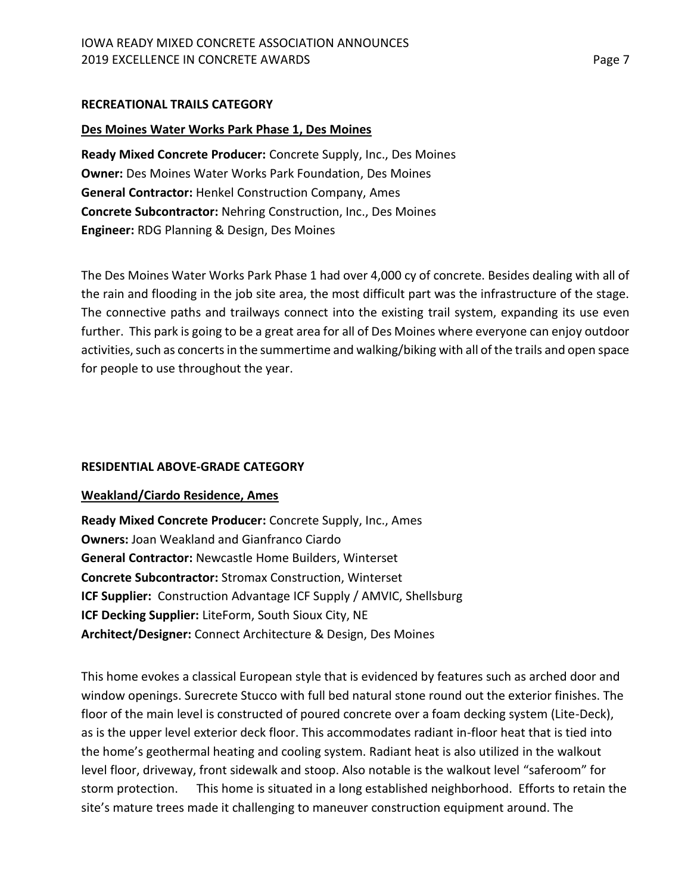## RECREATIONAL TRAILS CATEGORY

### Des Moines Water Works Park Phase 1, Des Moines

**Ready Mixed Concrete Producer:** Concrete Supply, Inc., Des Moines
**Owner:** Des Moines Water Works Park Foundation, Des Moines
**General Contractor:** Henkel Construction Company, Ames
**Concrete Subcontractor:** Nehring Construction, Inc., Des Moines
**Engineer:** RDG Planning & Design, Des Moines

The Des Moines Water Works Park Phase 1 had over 4,000 cy of concrete. Besides dealing with all of the rain and flooding in the job site area, the most difficult part was the infrastructure of the stage. The connective paths and trailways connect into the existing trail system, expanding its use even further. This park is going to be a great area for all of Des Moines where everyone can enjoy outdoor activities, such as concerts in the summertime and walking/biking with all of the trails and open space for people to use throughout the year.

## RESIDENTIAL ABOVE-GRADE CATEGORY

### Weakland/Ciardo Residence, Ames

**Ready Mixed Concrete Producer:** Concrete Supply, Inc., Ames
**Owners:** Joan Weakland and Gianfranco Ciardo
**General Contractor:** Newcastle Home Builders, Winterset
**Concrete Subcontractor:** Stromax Construction, Winterset
**ICF Supplier:** Construction Advantage ICF Supply / AMVIC, Shellsburg
**ICF Decking Supplier:** LiteForm, South Sioux City, NE
**Architect/Designer:** Connect Architecture & Design, Des Moines

This home evokes a classical European style that is evidenced by features such as arched door and window openings. Surecrete Stucco with full bed natural stone round out the exterior finishes. The floor of the main level is constructed of poured concrete over a foam decking system (Lite-Deck), as is the upper level exterior deck floor. This accommodates radiant in-floor heat that is tied into the home's geothermal heating and cooling system. Radiant heat is also utilized in the walkout level floor, driveway, front sidewalk and stoop. Also notable is the walkout level "saferoom" for storm protection. This home is situated in a long established neighborhood. Efforts to retain the site's mature trees made it challenging to maneuver construction equipment around. The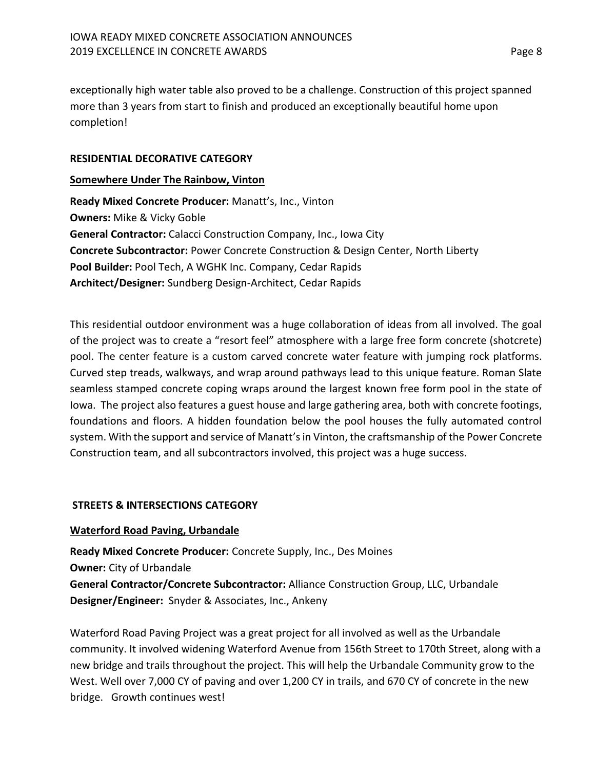exceptionally high water table also proved to be a challenge. Construction of this project spanned more than 3 years from start to finish and produced an exceptionally beautiful home upon completion!

## RESIDENTIAL DECORATIVE CATEGORY

### Somewhere Under The Rainbow, Vinton

**Ready Mixed Concrete Producer:** Manatt's, Inc., Vinton
**Owners:** Mike & Vicky Goble
**General Contractor:** Calacci Construction Company, Inc., Iowa City
**Concrete Subcontractor:** Power Concrete Construction & Design Center, North Liberty
**Pool Builder:** Pool Tech, A WGHK Inc. Company, Cedar Rapids
**Architect/Designer:** Sundberg Design-Architect, Cedar Rapids

This residential outdoor environment was a huge collaboration of ideas from all involved. The goal of the project was to create a "resort feel" atmosphere with a large free form concrete (shotcrete) pool. The center feature is a custom carved concrete water feature with jumping rock platforms. Curved step treads, walkways, and wrap around pathways lead to this unique feature. Roman Slate seamless stamped concrete coping wraps around the largest known free form pool in the state of Iowa. The project also features a guest house and large gathering area, both with concrete footings, foundations and floors. A hidden foundation below the pool houses the fully automated control system. With the support and service of Manatt's in Vinton, the craftsmanship of the Power Concrete Construction team, and all subcontractors involved, this project was a huge success.

## STREETS & INTERSECTIONS CATEGORY

### Waterford Road Paving, Urbandale

**Ready Mixed Concrete Producer:** Concrete Supply, Inc., Des Moines
**Owner:** City of Urbandale
**General Contractor/Concrete Subcontractor:** Alliance Construction Group, LLC, Urbandale
**Designer/Engineer:** Snyder & Associates, Inc., Ankeny

Waterford Road Paving Project was a great project for all involved as well as the Urbandale community. It involved widening Waterford Avenue from 156th Street to 170th Street, along with a new bridge and trails throughout the project. This will help the Urbandale Community grow to the West. Well over 7,000 CY of paving and over 1,200 CY in trails, and 670 CY of concrete in the new bridge. Growth continues west!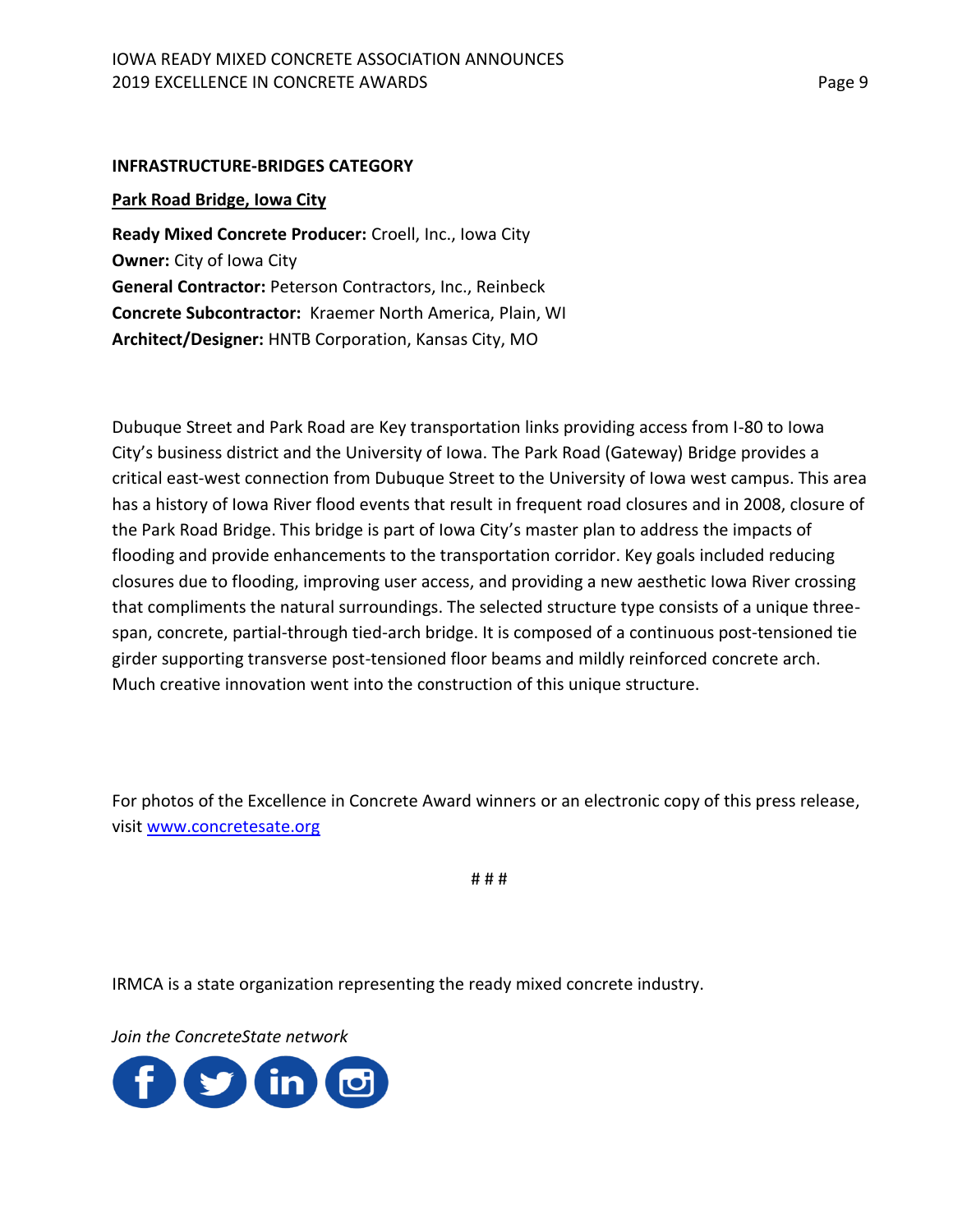**INFRASTRUCTURE-BRIDGES CATEGORY**

**Park Road Bridge, Iowa City**

**Ready Mixed Concrete Producer:** Croell, Inc., Iowa City
**Owner:** City of Iowa City
**General Contractor:** Peterson Contractors, Inc., Reinbeck
**Concrete Subcontractor:** Kraemer North America, Plain, WI
**Architect/Designer:** HNTB Corporation, Kansas City, MO

Dubuque Street and Park Road are Key transportation links providing access from I-80 to Iowa City's business district and the University of Iowa. The Park Road (Gateway) Bridge provides a critical east-west connection from Dubuque Street to the University of Iowa west campus. This area has a history of Iowa River flood events that result in frequent road closures and in 2008, closure of the Park Road Bridge. This bridge is part of Iowa City's master plan to address the impacts of flooding and provide enhancements to the transportation corridor. Key goals included reducing closures due to flooding, improving user access, and providing a new aesthetic Iowa River crossing that compliments the natural surroundings. The selected structure type consists of a unique three-span, concrete, partial-through tied-arch bridge. It is composed of a continuous post-tensioned tie girder supporting transverse post-tensioned floor beams and mildly reinforced concrete arch. Much creative innovation went into the construction of this unique structure.

For photos of the Excellence in Concrete Award winners or an electronic copy of this press release, visit www.concretesate.org

# # #

IRMCA is a state organization representing the ready mixed concrete industry.

*Join the ConcreteState network*